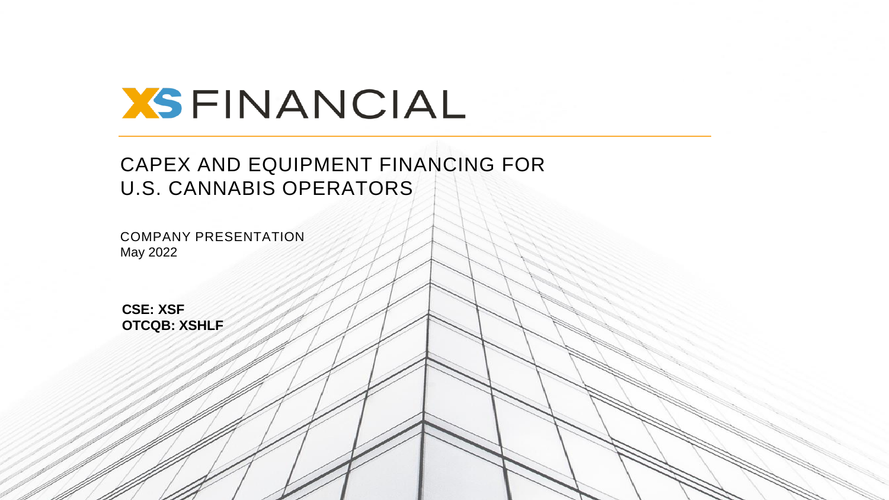# XS FINANCIAL

## CAPEX AND EQUIPMENT FINANCING FOR U.S. CANNABIS OPERATORS

COMPANY PRESENTATION
May 2022

**CSE: XSF**
**OTCQB: XSHLF**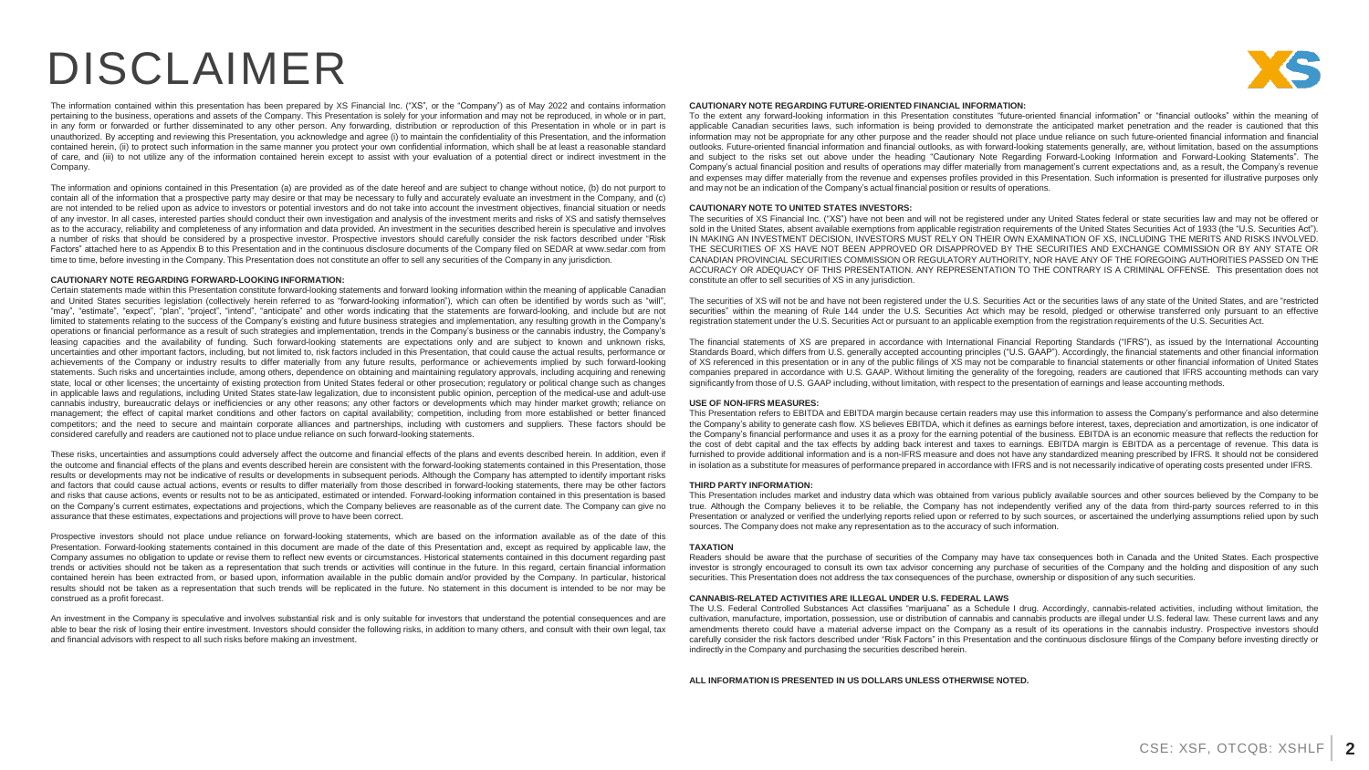# DISCLAIMER

The information contained within this presentation has been prepared by XS Financial Inc. ("XS", or the "Company") as of May 2022 and contains information pertaining to the business, operations and assets of the Company. This Presentation is solely for your information and may not be reproduced, in whole or in part, in any form or forwarded or further disseminated to any other person. Any forwarding, distribution or reproduction of this Presentation in whole or in part is unauthorized. By accepting and reviewing this Presentation, you acknowledge and agree (i) to maintain the confidentiality of this Presentation, and the information contained herein, (ii) to protect such information in the same manner you protect your own confidential information, which shall be at least a reasonable standard of care, and (iii) to not utilize any of the information contained herein except to assist with your evaluation of a potential direct or indirect investment in the Company.

The information and opinions contained in this Presentation (a) are provided as of the date hereof and are subject to change without notice, (b) do not purport to contain all of the information that a prospective party may desire or that may be necessary to fully and accurately evaluate an investment in the Company, and (c) are not intended to be relied upon as advice to investors or potential investors and do not take into account the investment objectives, financial situation or needs of any investor. In all cases, interested parties should conduct their own investigation and analysis of the investment merits and risks of XS and satisfy themselves as to the accuracy, reliability and completeness of any information and data provided. An investment in the securities described herein is speculative and involves a number of risks that should be considered by a prospective investor. Prospective investors should carefully consider the risk factors described under "Risk Factors" attached here to as Appendix B to this Presentation and in the continuous disclosure documents of the Company filed on SEDAR at www.sedar.com from time to time, before investing in the Company. This Presentation does not constitute an offer to sell any securities of the Company in any jurisdiction.

**CAUTIONARY NOTE REGARDING FORWARD-LOOKING INFORMATION:**

Certain statements made within this Presentation constitute forward-looking statements and forward looking information within the meaning of applicable Canadian and United States securities legislation (collectively herein referred to as "forward-looking information"), which can often be identified by words such as "will", "may", "estimate", "expect", "plan", "project", "intend", "anticipate" and other words indicating that the statements are forward-looking, and include but are not limited to statements relating to the success of the Company's existing and future business strategies and implementation, any resulting growth in the Company's operations or financial performance as a result of such strategies and implementation, trends in the Company's business or the cannabis industry, the Company's leasing capacities and the availability of funding. Such forward-looking statements are expectations only and are subject to known and unknown risks, uncertainties and other important factors, including, but not limited to, risk factors included in this Presentation, that could cause the actual results, performance or achievements of the Company or industry results to differ materially from any future results, performance or achievements implied by such forward-looking statements. Such risks and uncertainties include, among others, dependence on obtaining and maintaining regulatory approvals, including acquiring and renewing state, local or other licenses; the uncertainty of existing protection from United States federal or other prosecution; regulatory or political change such as changes in applicable laws and regulations, including United States state-law legalization, due to inconsistent public opinion, perception of the medical-use and adult-use cannabis industry, bureaucratic delays or inefficiencies or any other reasons; any other factors or developments which may hinder market growth; reliance on management; the effect of capital market conditions and other factors on capital availability; competition, including from more established or better financed competitors; and the need to secure and maintain corporate alliances and partnerships, including with customers and suppliers. These factors should be considered carefully and readers are cautioned not to place undue reliance on such forward-looking statements.

These risks, uncertainties and assumptions could adversely affect the outcome and financial effects of the plans and events described herein. In addition, even if the outcome and financial effects of the plans and events described herein are consistent with the forward-looking statements contained in this Presentation, those results or developments may not be indicative of results or developments in subsequent periods. Although the Company has attempted to identify important risks and factors that could cause actual actions, events or results to differ materially from those described in forward-looking statements, there may be other factors and risks that cause actions, events or results not to be as anticipated, estimated or intended. Forward-looking information contained in this presentation is based on the Company's current estimates, expectations and projections, which the Company believes are reasonable as of the current date. The Company can give no assurance that these estimates, expectations and projections will prove to have been correct.

Prospective investors should not place undue reliance on forward-looking statements, which are based on the information available as of the date of this Presentation. Forward-looking statements contained in this document are made of the date of this Presentation and, except as required by applicable law, the Company assumes no obligation to update or revise them to reflect new events or circumstances. Historical statements contained in this document regarding past trends or activities should not be taken as a representation that such trends or activities will continue in the future. In this regard, certain financial information contained herein has been extracted from, or based upon, information available in the public domain and/or provided by the Company. In particular, historical results should not be taken as a representation that such trends will be replicated in the future. No statement in this document is intended to be nor may be construed as a profit forecast.

An investment in the Company is speculative and involves substantial risk and is only suitable for investors that understand the potential consequences and are able to bear the risk of losing their entire investment. Investors should consider the following risks, in addition to many others, and consult with their own legal, tax and financial advisors with respect to all such risks before making an investment.

**CAUTIONARY NOTE REGARDING FUTURE-ORIENTED FINANCIAL INFORMATION:**

To the extent any forward-looking information in this Presentation constitutes "future-oriented financial information" or "financial outlooks" within the meaning of applicable Canadian securities laws, such information is being provided to demonstrate the anticipated market penetration and the reader is cautioned that this information may not be appropriate for any other purpose and the reader should not place undue reliance on such future-oriented financial information and financial outlooks. Future-oriented financial information and financial outlooks, as with forward-looking statements generally, are, without limitation, based on the assumptions and subject to the risks set out above under the heading "Cautionary Note Regarding Forward-Looking Information and Forward-Looking Statements". The Company's actual financial position and results of operations may differ materially from management's current expectations and, as a result, the Company's revenue and expenses may differ materially from the revenue and expenses profiles provided in this Presentation. Such information is presented for illustrative purposes only and may not be an indication of the Company's actual financial position or results of operations.

**CAUTIONARY NOTE TO UNITED STATES INVESTORS:**

The securities of XS Financial Inc. ("XS") have not been and will not be registered under any United States federal or state securities law and may not be offered or sold in the United States, absent available exemptions from applicable registration requirements of the United States Securities Act of 1933 (the "U.S. Securities Act"). IN MAKING AN INVESTMENT DECISION, INVESTORS MUST RELY ON THEIR OWN EXAMINATION OF XS, INCLUDING THE MERITS AND RISKS INVOLVED. THE SECURITIES OF XS HAVE NOT BEEN APPROVED OR DISAPPROVED BY THE SECURITIES AND EXCHANGE COMMISSION OR BY ANY STATE OR CANADIAN PROVINCIAL SECURITIES COMMISSION OR REGULATORY AUTHORITY, NOR HAVE ANY OF THE FOREGOING AUTHORITIES PASSED ON THE ACCURACY OR ADEQUACY OF THIS PRESENTATION. ANY REPRESENTATION TO THE CONTRARY IS A CRIMINAL OFFENSE. This presentation does not constitute an offer to sell securities of XS in any jurisdiction.

The securities of XS will not be and have not been registered under the U.S. Securities Act or the securities laws of any state of the United States, and are "restricted securities" within the meaning of Rule 144 under the U.S. Securities Act which may be resold, pledged or otherwise transferred only pursuant to an effective registration statement under the U.S. Securities Act or pursuant to an applicable exemption from the registration requirements of the U.S. Securities Act.

The financial statements of XS are prepared in accordance with International Financial Reporting Standards ("IFRS"), as issued by the International Accounting Standards Board, which differs from U.S. generally accepted accounting principles ("U.S. GAAP"). Accordingly, the financial statements and other financial information of XS referenced in this presentation or in any of the public filings of XS may not be comparable to financial statements or other financial information of United States companies prepared in accordance with U.S. GAAP. Without limiting the generality of the foregoing, readers are cautioned that IFRS accounting methods can vary significantly from those of U.S. GAAP including, without limitation, with respect to the presentation of earnings and lease accounting methods.

**USE OF NON-IFRS MEASURES:**

This Presentation refers to EBITDA and EBITDA margin because certain readers may use this information to assess the Company's performance and also determine the Company's ability to generate cash flow. XS believes EBITDA, which it defines as earnings before interest, taxes, depreciation and amortization, is one indicator of the Company's financial performance and uses it as a proxy for the earning potential of the business. EBITDA is an economic measure that reflects the reduction for the cost of debt capital and the tax effects by adding back interest and taxes to earnings. EBITDA margin is EBITDA as a percentage of revenue. This data is furnished to provide additional information and is a non-IFRS measure and does not have any standardized meaning prescribed by IFRS. It should not be considered in isolation as a substitute for measures of performance prepared in accordance with IFRS and is not necessarily indicative of operating costs presented under IFRS.

**THIRD PARTY INFORMATION:**

This Presentation includes market and industry data which was obtained from various publicly available sources and other sources believed by the Company to be true. Although the Company believes it to be reliable, the Company has not independently verified any of the data from third-party sources referred to in this Presentation or analyzed or verified the underlying reports relied upon or referred to by such sources, or ascertained the underlying assumptions relied upon by such sources. The Company does not make any representation as to the accuracy of such information.

**TAXATION**

Readers should be aware that the purchase of securities of the Company may have tax consequences both in Canada and the United States. Each prospective investor is strongly encouraged to consult its own tax advisor concerning any purchase of securities of the Company and the holding and disposition of any such securities. This Presentation does not address the tax consequences of the purchase, ownership or disposition of any such securities.

**CANNABIS-RELATED ACTIVITIES ARE ILLEGAL UNDER U.S. FEDERAL LAWS**

The U.S. Federal Controlled Substances Act classifies "marijuana" as a Schedule I drug. Accordingly, cannabis-related activities, including without limitation, the cultivation, manufacture, importation, possession, use or distribution of cannabis and cannabis products are illegal under U.S. federal law. These current laws and any amendments thereto could have a material adverse impact on the Company as a result of its operations in the cannabis industry. Prospective investors should carefully consider the risk factors described under "Risk Factors" in this Presentation and the continuous disclosure filings of the Company before investing directly or indirectly in the Company and purchasing the securities described herein.

**ALL INFORMATION IS PRESENTED IN US DOLLARS UNLESS OTHERWISE NOTED.**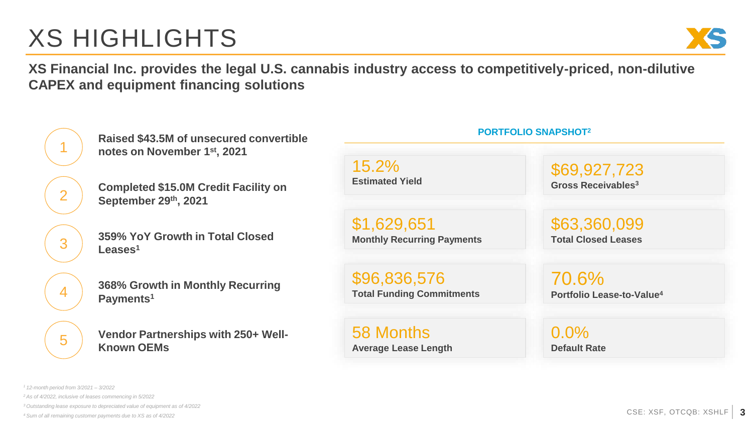# XS HIGHLIGHTS

**XS Financial Inc. provides the legal U.S. cannabis industry access to competitively-priced, non-dilutive CAPEX and equipment financing solutions**

1. **Raised $43.5M of unsecured convertible notes on November 1st, 2021**
2. **Completed $15.0M Credit Facility on September 29th, 2021**
3. **359% YoY Growth in Total Closed Leases[1]**
4. **368% Growth in Monthly Recurring Payments[1]**
5. **Vendor Partnerships with 250+ Well-Known OEMs**

## PORTFOLIO SNAPSHOT[2]

| | |
|---|---|
| 15.2% **Estimated Yield** | $69,927,723 **Gross Receivables[3]** |
| $1,629,651 **Monthly Recurring Payments** | $63,360,099 **Total Closed Leases** |
| $96,836,576 **Total Funding Commitments** | 70.6% **Portfolio Lease-to-Value[4]** |
| 58 Months **Average Lease Length** | 0.0% **Default Rate** |

*[1] 12-month period from 3/2021 – 3/2022*

*[2] As of 4/2022, inclusive of leases commencing in 5/2022*

*[3] Outstanding lease exposure to depreciated value of equipment as of 4/2022*

*[4] Sum of all remaining customer payments due to XS as of 4/2022*

CSE: XSF, OTCQB: XSHLF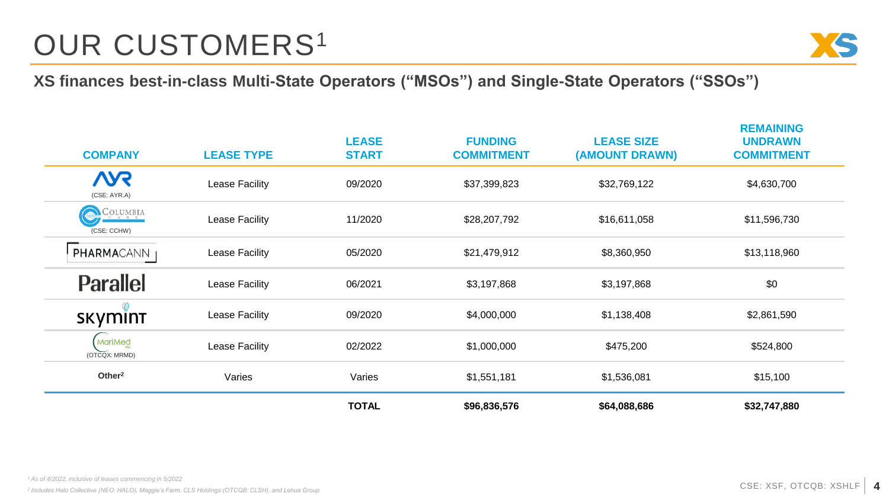# OUR CUSTOMERS[1]

**XS finances best-in-class Multi-State Operators (“MSOs”) and Single-State Operators (“SSOs”)**

| COMPANY | LEASE TYPE | LEASE START | FUNDING COMMITMENT | LEASE SIZE (AMOUNT DRAWN) | REMAINING UNDRAWN COMMITMENT |
|---|---|---|---|---|---|
| AYR (CSE: AYR.A) | Lease Facility | 09/2020 | $37,399,823 | $32,769,122 | $4,630,700 |
| Columbia Care (CSE: CCHW) | Lease Facility | 11/2020 | $28,207,792 | $16,611,058 | $11,596,730 |
| PHARMACANN | Lease Facility | 05/2020 | $21,479,912 | $8,360,950 | $13,118,960 |
| Parallel | Lease Facility | 06/2021 | $3,197,868 | $3,197,868 | $0 |
| skymint | Lease Facility | 09/2020 | $4,000,000 | $1,138,408 | $2,861,590 |
| MariMed Inc (OTCQX: MRMD) | Lease Facility | 02/2022 | $1,000,000 | $475,200 | $524,800 |
| **Other[2]** | Varies | Varies | $1,551,181 | $1,536,081 | $15,100 |
| | | **TOTAL** | **$96,836,576** | **$64,088,686** | **$32,747,880** |

*[1] As of 4/2022, inclusive of leases commencing in 5/2022*

*[2] Includes Halo Collective (NEO: HALO), Maggie's Farm, CLS Holdings (OTCQB: CLSH), and Lehua Group*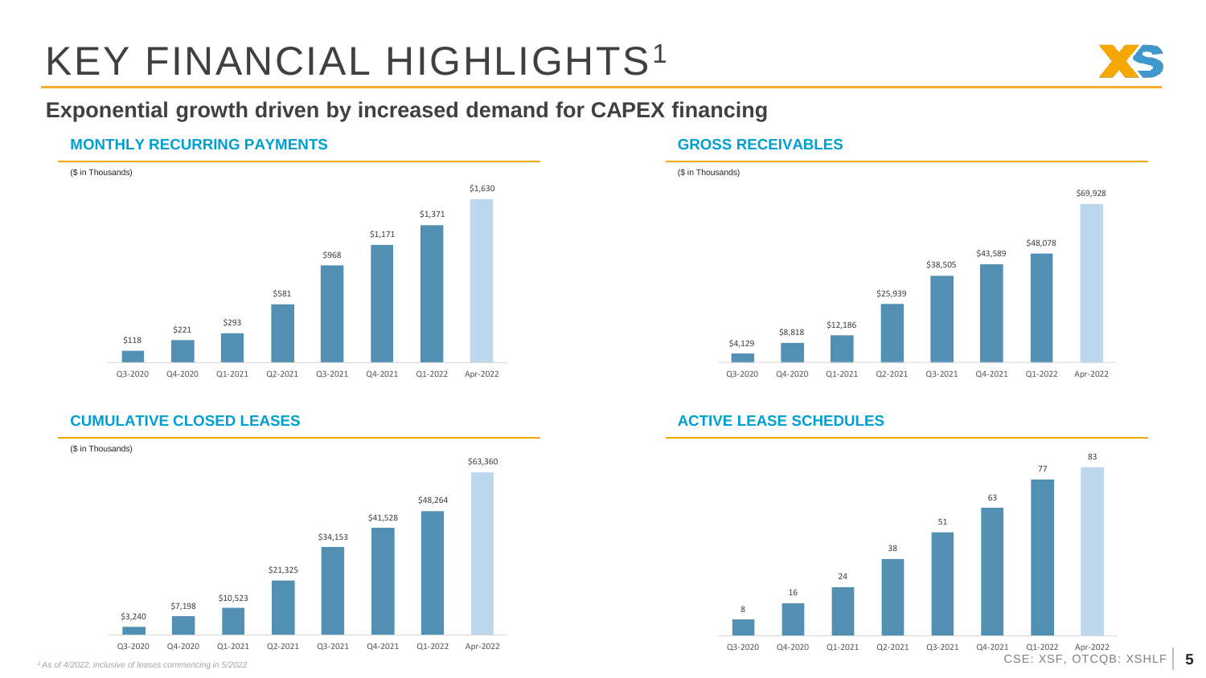# KEY FINANCIAL HIGHLIGHTS[1]

## Exponential growth driven by increased demand for CAPEX financing

### MONTHLY RECURRING PAYMENTS

($ in Thousands)

| Q3-2020 | Q4-2020 | Q1-2021 | Q2-2021 | Q3-2021 | Q4-2021 | Q1-2022 | Apr-2022 |
|---|---|---|---|---|---|---|---|
| $118 | $221 | $293 | $581 | $968 | $1,171 | $1,371 | $1,630 |

### GROSS RECEIVABLES

($ in Thousands)

| Q3-2020 | Q4-2020 | Q1-2021 | Q2-2021 | Q3-2021 | Q4-2021 | Q1-2022 | Apr-2022 |
|---|---|---|---|---|---|---|---|
| $4,129 | $8,818 | $12,186 | $25,939 | $38,505 | $43,589 | $48,078 | $69,928 |

### CUMULATIVE CLOSED LEASES

($ in Thousands)

| Q3-2020 | Q4-2020 | Q1-2021 | Q2-2021 | Q3-2021 | Q4-2021 | Q1-2022 | Apr-2022 |
|---|---|---|---|---|---|---|---|
| $3,240 | $7,198 | $10,523 | $21,325 | $34,153 | $41,528 | $48,264 | $63,360 |

### ACTIVE LEASE SCHEDULES

| Q3-2020 | Q4-2020 | Q1-2021 | Q2-2021 | Q3-2021 | Q4-2021 | Q1-2022 | Apr-2022 |
|---|---|---|---|---|---|---|---|
| 8 | 16 | 24 | 38 | 51 | 63 | 77 | 83 |

*[1] As of 4/2022, inclusive of leases commencing in 5/2022*

CSE: XSF, OTCQB: XSHLF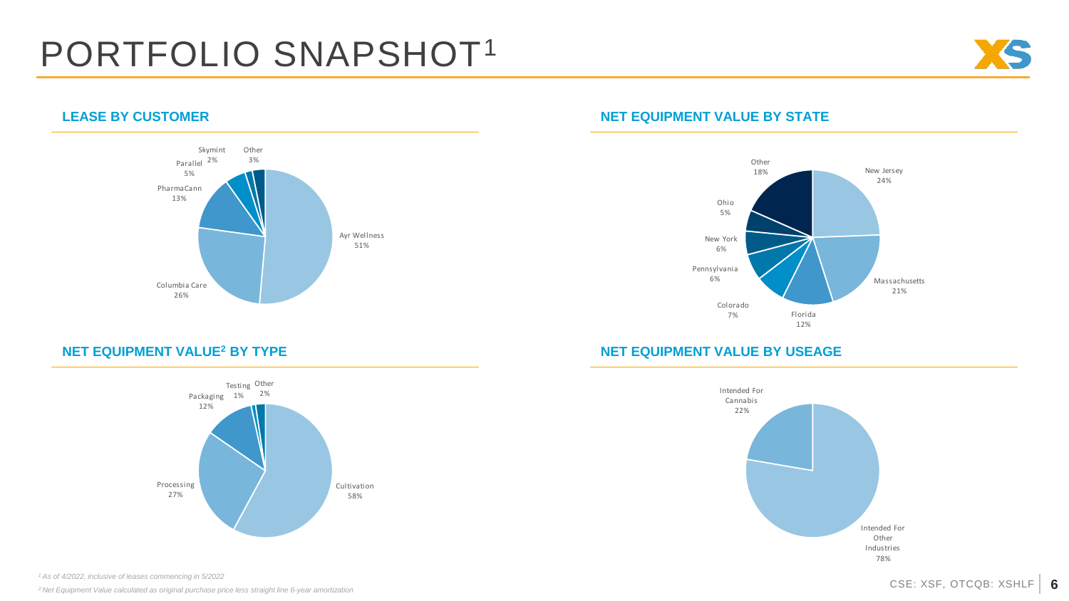# PORTFOLIO SNAPSHOT[1]

## LEASE BY CUSTOMER

| Customer | Share |
| --- | --- |
| Ayr Wellness | 51% |
| Columbia Care | 26% |
| PharmaCann | 13% |
| Parallel | 5% |
| Skymint | 2% |
| Other | 3% |

## NET EQUIPMENT VALUE BY STATE

| State | Share |
| --- | --- |
| New Jersey | 24% |
| Massachusetts | 21% |
| Florida | 12% |
| Colorado | 7% |
| Pennsylvania | 6% |
| New York | 6% |
| Ohio | 5% |
| Other | 18% |

## NET EQUIPMENT VALUE[2] BY TYPE

| Type | Share |
| --- | --- |
| Cultivation | 58% |
| Processing | 27% |
| Packaging | 12% |
| Testing | 1% |
| Other | 2% |

## NET EQUIPMENT VALUE BY USEAGE

| Usage | Share |
| --- | --- |
| Intended For Cannabis | 22% |
| Intended For Other Industries | 78% |

*[1] As of 4/2022, inclusive of leases commencing in 5/2022*

*[2] Net Equipment Value calculated as original purchase price less straight line 6-year amortization*

CSE: XSF, OTCQB: XSHLF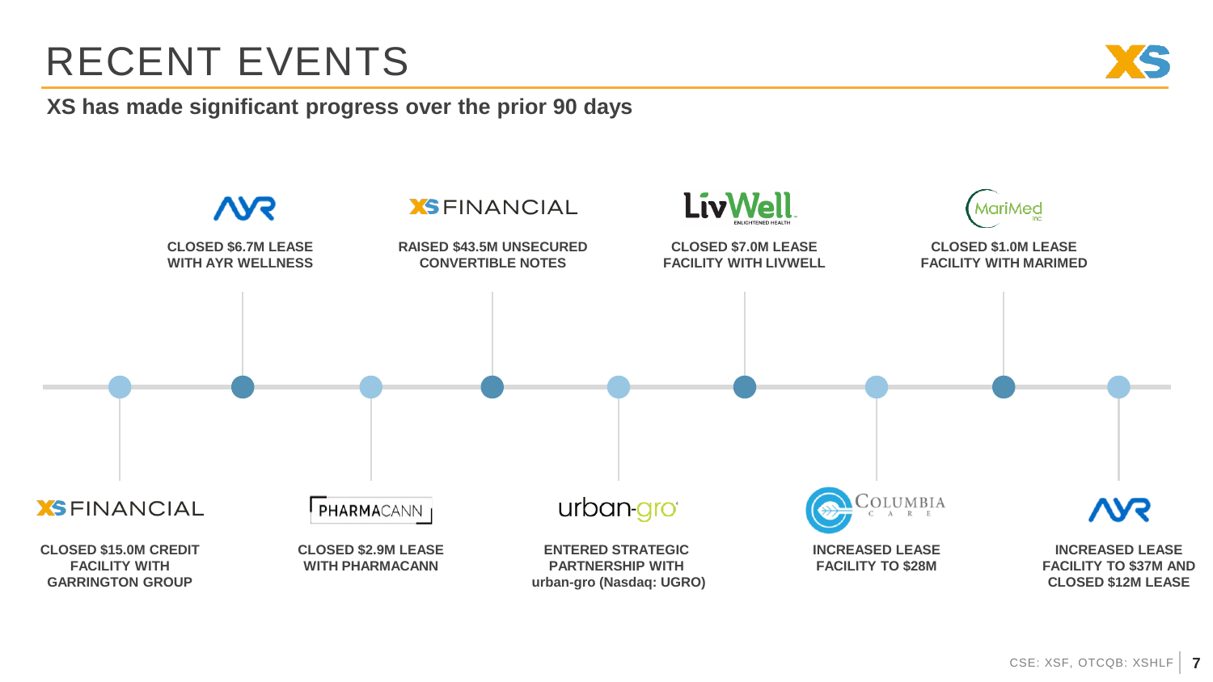# RECENT EVENTS

**XS has made significant progress over the prior 90 days**

- **XS FINANCIAL** — CLOSED $15.0M CREDIT FACILITY WITH GARRINGTON GROUP
- **AYR** — CLOSED $6.7M LEASE WITH AYR WELLNESS
- **PHARMACANN** — CLOSED $2.9M LEASE WITH PHARMACANN
- **XS FINANCIAL** — RAISED $43.5M UNSECURED CONVERTIBLE NOTES
- **urban-gro** — ENTERED STRATEGIC PARTNERSHIP WITH urban-gro (Nasdaq: UGRO)
- **LivWell** — CLOSED $7.0M LEASE FACILITY WITH LIVWELL
- **Columbia Care** — INCREASED LEASE FACILITY TO $28M
- **MariMed** — CLOSED $1.0M LEASE FACILITY WITH MARIMED
- **AYR** — INCREASED LEASE FACILITY TO $37M AND CLOSED $12M LEASE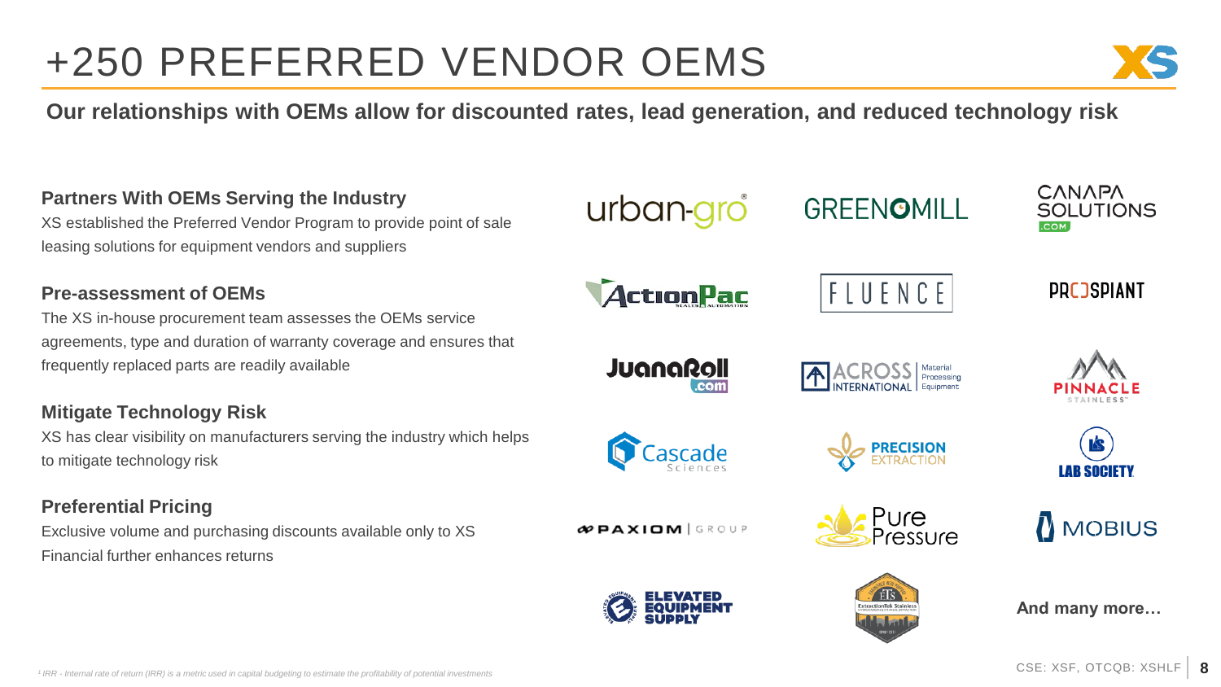# +250 PREFERRED VENDOR OEMS

**Our relationships with OEMs allow for discounted rates, lead generation, and reduced technology risk**

### Partners With OEMs Serving the Industry

XS established the Preferred Vendor Program to provide point of sale leasing solutions for equipment vendors and suppliers

### Pre-assessment of OEMs

The XS in-house procurement team assesses the OEMs service agreements, type and duration of warranty coverage and ensures that frequently replaced parts are readily available

### Mitigate Technology Risk

XS has clear visibility on manufacturers serving the industry which helps to mitigate technology risk

### Preferential Pricing

Exclusive volume and purchasing discounts available only to XS Financial further enhances returns

urban-gro | GREENMILL | CANAPA SOLUTIONS .COM

ActionPac | FLUENCE | PROSPIANT

JuanaRoll.com | ACROSS INTERNATIONAL Material Processing Equipment | PINNACLE STAINLESS

Cascade Sciences | PRECISION EXTRACTION | LAB SOCIETY

PAXIOM GROUP | Pure Pressure | MOBIUS

ELEVATED EQUIPMENT SUPPLY | ExtractionTek Stainless

**And many more…**

[1] IRR - Internal rate of return (IRR) is a metric used in capital budgeting to estimate the profitability of potential investments

CSE: XSF, OTCQB: XSHLF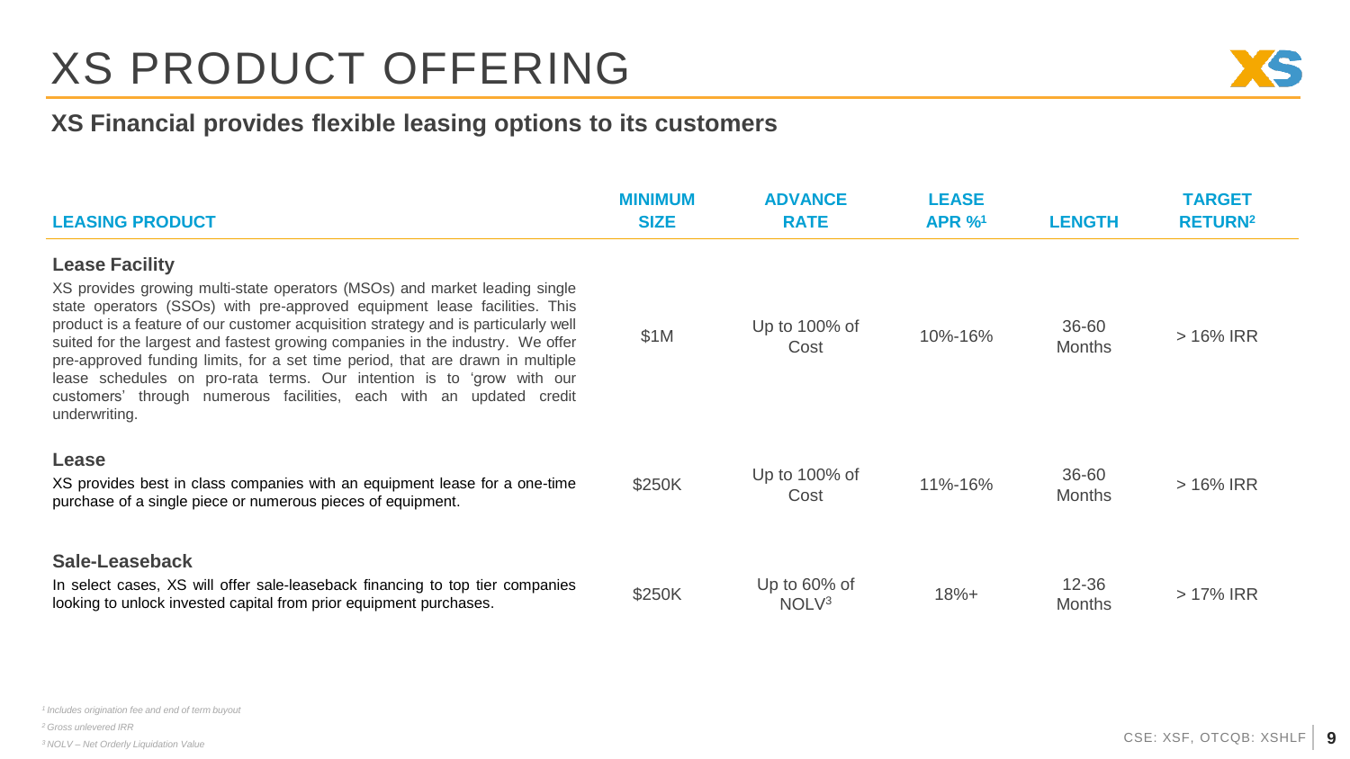# XS PRODUCT OFFERING

## XS Financial provides flexible leasing options to its customers

| LEASING PRODUCT | MINIMUM SIZE | ADVANCE RATE | LEASE APR %[1] | LENGTH | TARGET RETURN[2] |
|---|---|---|---|---|---|
| **Lease Facility**<br>XS provides growing multi-state operators (MSOs) and market leading single state operators (SSOs) with pre-approved equipment lease facilities. This product is a feature of our customer acquisition strategy and is particularly well suited for the largest and fastest growing companies in the industry. We offer pre-approved funding limits, for a set time period, that are drawn in multiple lease schedules on pro-rata terms. Our intention is to 'grow with our customers' through numerous facilities, each with an updated credit underwriting. | $1M | Up to 100% of Cost | 10%-16% | 36-60 Months | > 16% IRR |
| **Lease**<br>XS provides best in class companies with an equipment lease for a one-time purchase of a single piece or numerous pieces of equipment. | $250K | Up to 100% of Cost | 11%-16% | 36-60 Months | > 16% IRR |
| **Sale-Leaseback**<br>In select cases, XS will offer sale-leaseback financing to top tier companies looking to unlock invested capital from prior equipment purchases. | $250K | Up to 60% of NOLV[3] | 18%+ | 12-36 Months | > 17% IRR |

*[1] Includes origination fee and end of term buyout*

*[2] Gross unlevered IRR*

*[3] NOLV – Net Orderly Liquidation Value*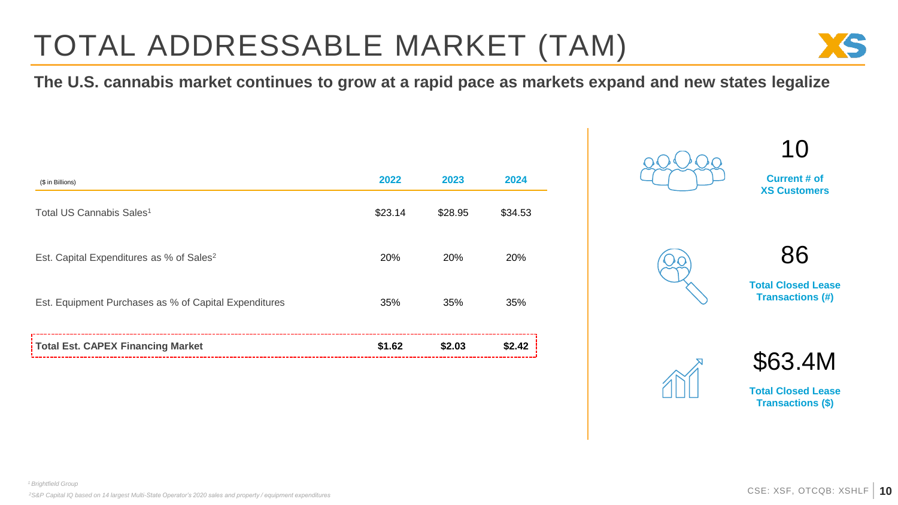# TOTAL ADDRESSABLE MARKET (TAM)

**The U.S. cannabis market continues to grow at a rapid pace as markets expand and new states legalize**

| ($ in Billions) | 2022 | 2023 | 2024 |
|---|---|---|---|
| Total US Cannabis Sales[1] | $23.14 | $28.95 | $34.53 |
| Est. Capital Expenditures as % of Sales[2] | 20% | 20% | 20% |
| Est. Equipment Purchases as % of Capital Expenditures | 35% | 35% | 35% |
| **Total Est. CAPEX Financing Market** | **$1.62** | **$2.03** | **$2.42** |

10

**Current # of XS Customers**

86

**Total Closed Lease Transactions (#)**

$63.4M

**Total Closed Lease Transactions ($)**

*[1] Brightfield Group*

*[2] S&P Capital IQ based on 14 largest Multi-State Operator's 2020 sales and property / equipment expenditures*

CSE: XSF, OTCQB: XSHLF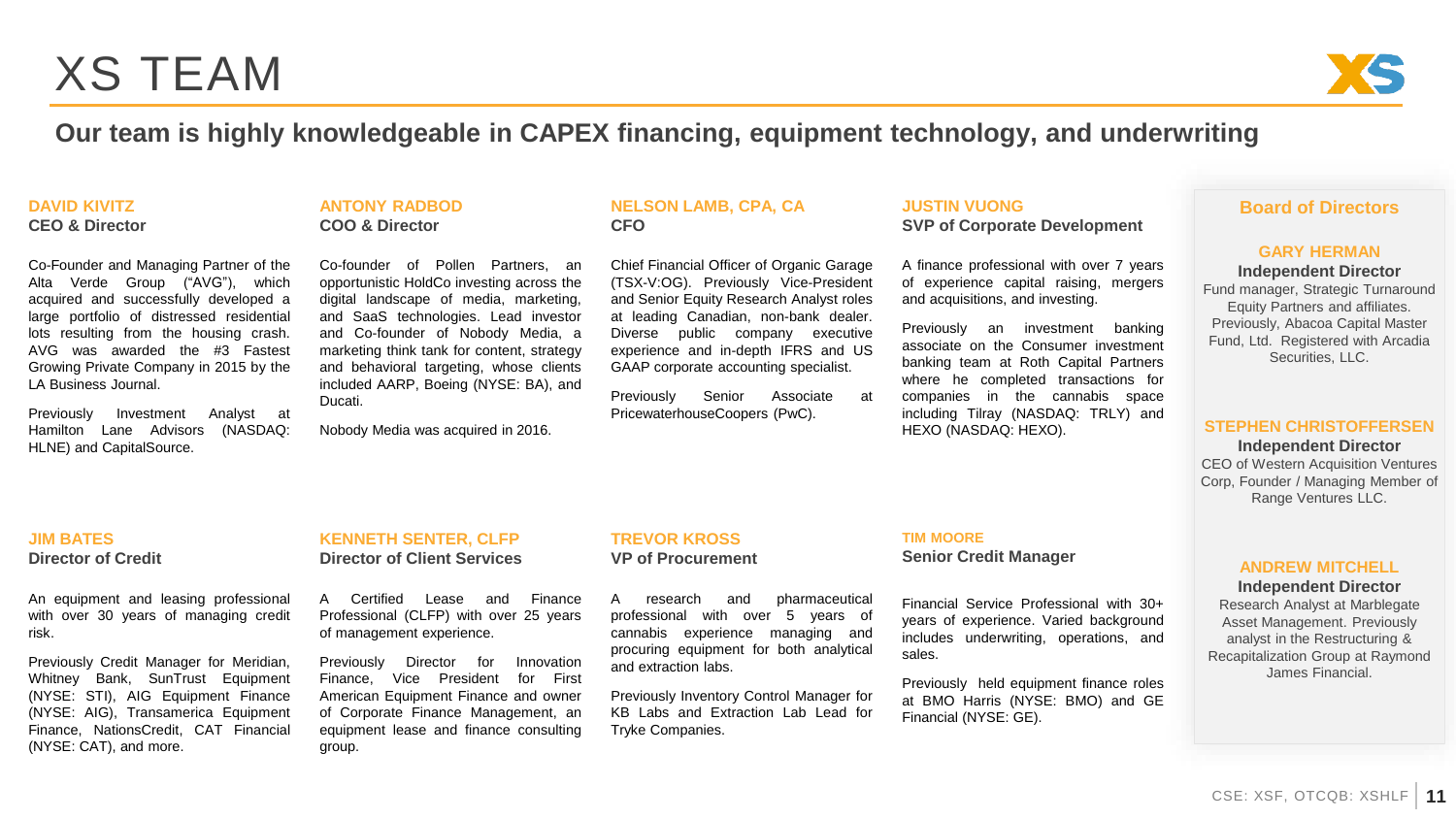# XS TEAM

## Our team is highly knowledgeable in CAPEX financing, equipment technology, and underwriting

### DAVID KIVITZ
**CEO & Director**

Co-Founder and Managing Partner of the Alta Verde Group ("AVG"), which acquired and successfully developed a large portfolio of distressed residential lots resulting from the housing crash. AVG was awarded the #3 Fastest Growing Private Company in 2015 by the LA Business Journal.

Previously Investment Analyst at Hamilton Lane Advisors (NASDAQ: HLNE) and CapitalSource.

### ANTONY RADBOD
**COO & Director**

Co-founder of Pollen Partners, an opportunistic HoldCo investing across the digital landscape of media, marketing, and SaaS technologies. Lead investor and Co-founder of Nobody Media, a marketing think tank for content, strategy and behavioral targeting, whose clients included AARP, Boeing (NYSE: BA), and Ducati.

Nobody Media was acquired in 2016.

### NELSON LAMB, CPA, CA
**CFO**

Chief Financial Officer of Organic Garage (TSX-V:OG). Previously Vice-President and Senior Equity Research Analyst roles at leading Canadian, non-bank dealer. Diverse public company executive experience and in-depth IFRS and US GAAP corporate accounting specialist.

Previously Senior Associate at PricewaterhouseCoopers (PwC).

### JUSTIN VUONG
**SVP of Corporate Development**

A finance professional with over 7 years of experience capital raising, mergers and acquisitions, and investing.

Previously an investment banking associate on the Consumer investment banking team at Roth Capital Partners where he completed transactions for companies in the cannabis space including Tilray (NASDAQ: TRLY) and HEXO (NASDAQ: HEXO).

### JIM BATES
**Director of Credit**

An equipment and leasing professional with over 30 years of managing credit risk.

Previously Credit Manager for Meridian, Whitney Bank, SunTrust Equipment (NYSE: STI), AIG Equipment Finance (NYSE: AIG), Transamerica Equipment Finance, NationsCredit, CAT Financial (NYSE: CAT), and more.

### KENNETH SENTER, CLFP
**Director of Client Services**

A Certified Lease and Finance Professional (CLFP) with over 25 years of management experience.

Previously Director for Innovation Finance, Vice President for First American Equipment Finance and owner of Corporate Finance Management, an equipment lease and finance consulting group.

### TREVOR KROSS
**VP of Procurement**

A research and pharmaceutical professional with over 5 years of cannabis experience managing and procuring equipment for both analytical and extraction labs.

Previously Inventory Control Manager for KB Labs and Extraction Lab Lead for Tryke Companies.

### TIM MOORE
**Senior Credit Manager**

Financial Service Professional with 30+ years of experience. Varied background includes underwriting, operations, and sales.

Previously held equipment finance roles at BMO Harris (NYSE: BMO) and GE Financial (NYSE: GE).

## Board of Directors

### GARY HERMAN
**Independent Director**

Fund manager, Strategic Turnaround Equity Partners and affiliates. Previously, Abacoa Capital Master Fund, Ltd. Registered with Arcadia Securities, LLC.

### STEPHEN CHRISTOFFERSEN
**Independent Director**

CEO of Western Acquisition Ventures Corp, Founder / Managing Member of Range Ventures LLC.

### ANDREW MITCHELL
**Independent Director**

Research Analyst at Marblegate Asset Management. Previously analyst in the Restructuring & Recapitalization Group at Raymond James Financial.

CSE: XSF, OTCQB: XSHLF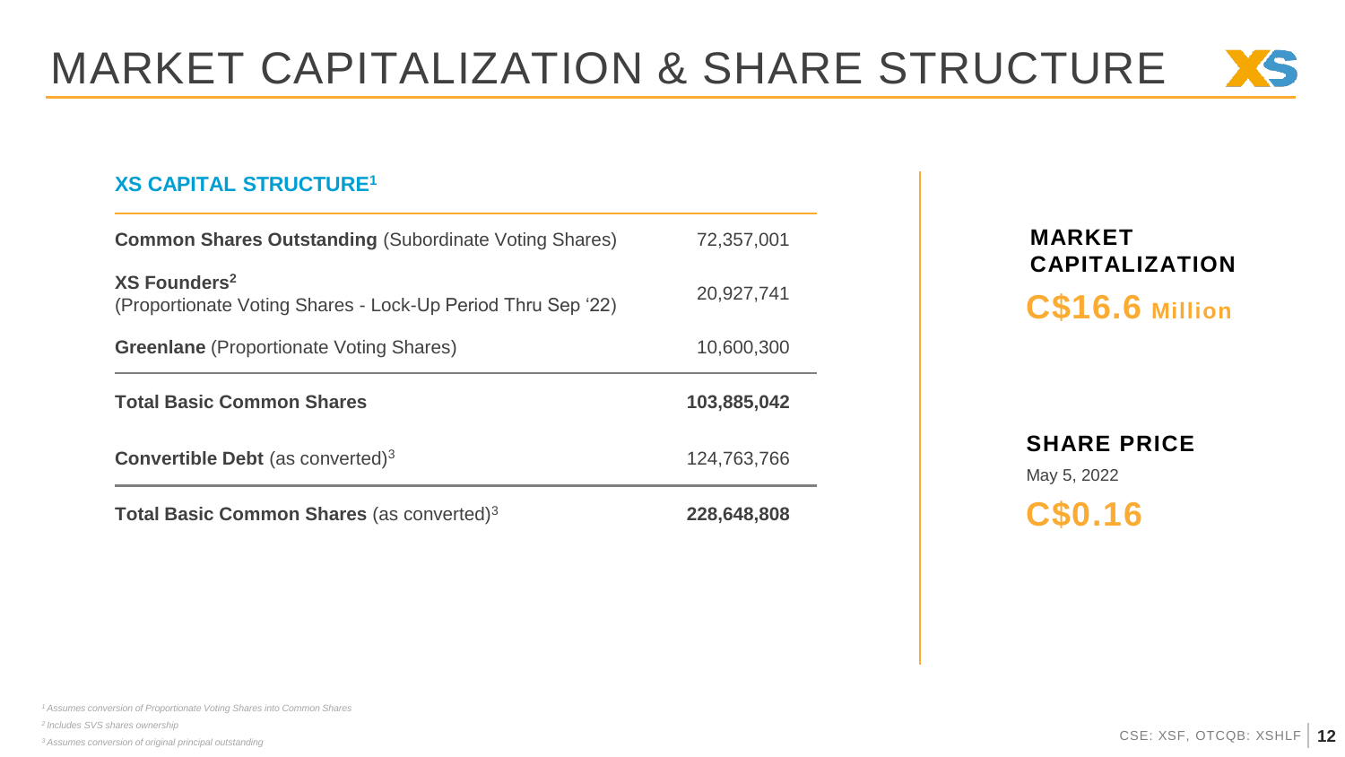# MARKET CAPITALIZATION & SHARE STRUCTURE

## XS CAPITAL STRUCTURE[1]

| | |
|---|---|
| **Common Shares Outstanding** (Subordinate Voting Shares) | 72,357,001 |
| **XS Founders**[2] (Proportionate Voting Shares - Lock-Up Period Thru Sep '22) | 20,927,741 |
| **Greenlane** (Proportionate Voting Shares) | 10,600,300 |
| **Total Basic Common Shares** | **103,885,042** |
| **Convertible Debt** (as converted)[3] | 124,763,766 |
| **Total Basic Common Shares** (as converted)[3] | **228,648,808** |

**MARKET CAPITALIZATION**

**C$16.6 Million**

**SHARE PRICE**

May 5, 2022

**C$0.16**

*[1] Assumes conversion of Proportionate Voting Shares into Common Shares*

*[2] Includes SVS shares ownership*

*[3] Assumes conversion of original principal outstanding*

CSE: XSF, OTCQB: XSHLF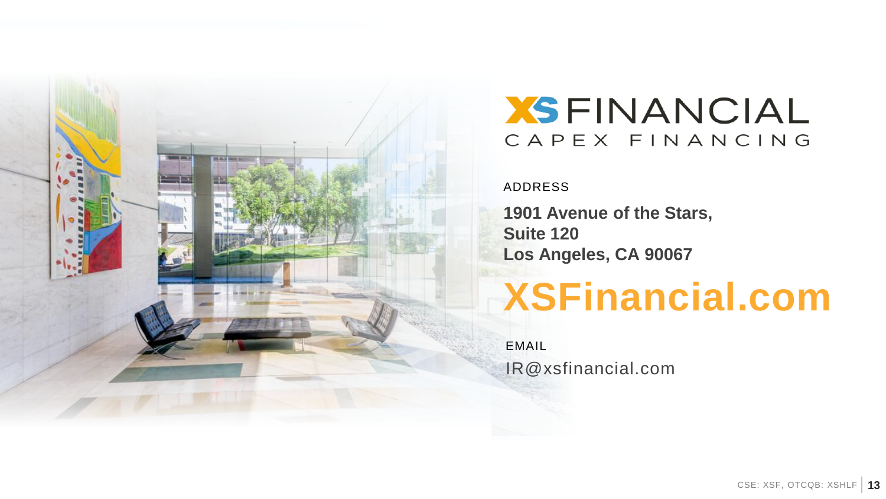# XS FINANCIAL

CAPEX FINANCING

ADDRESS

**1901 Avenue of the Stars,**
**Suite 120**
**Los Angeles, CA 90067**

## XSFinancial.com

EMAIL

IR@xsfinancial.com

CSE: XSF, OTCQB: XSHLF